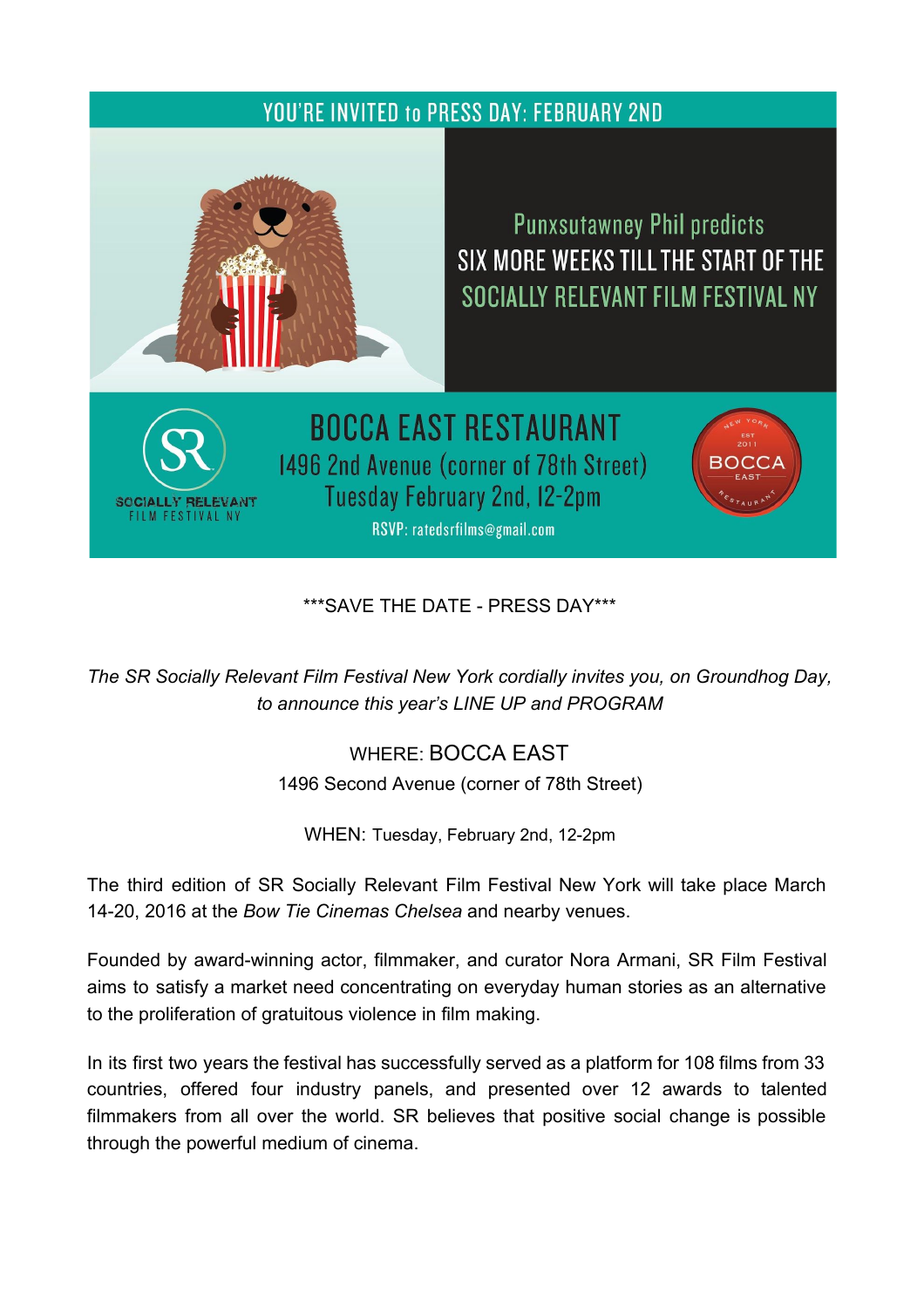YOU'RE INVITED to PRESS DAY: FEBRUARY 2ND

Punxsutawney Phil predicts
SIX MORE WEEKS TILL THE START OF THE
SOCIALLY RELEVANT FILM FESTIVAL NY

SOCIALLY RELEVANT FILM FESTIVAL NY

# BOCCA EAST RESTAURANT

1496 2nd Avenue (corner of 78th Street)
Tuesday February 2nd, 12-2pm

RSVP: ratedsrfilms@gmail.com

NEW YORK EST 2011 BOCCA EAST RESTAURANT

***SAVE THE DATE - PRESS DAY***

*The SR Socially Relevant Film Festival New York cordially invites you, on Groundhog Day, to announce this year's LINE UP and PROGRAM*

WHERE: BOCCA EAST
1496 Second Avenue (corner of 78th Street)

WHEN: Tuesday, February 2nd, 12-2pm

The third edition of SR Socially Relevant Film Festival New York will take place March 14-20, 2016 at the *Bow Tie Cinemas Chelsea* and nearby venues.

Founded by award-winning actor, filmmaker, and curator Nora Armani, SR Film Festival aims to satisfy a market need concentrating on everyday human stories as an alternative to the proliferation of gratuitous violence in film making.

In its first two years the festival has successfully served as a platform for 108 films from 33 countries, offered four industry panels, and presented over 12 awards to talented filmmakers from all over the world. SR believes that positive social change is possible through the powerful medium of cinema.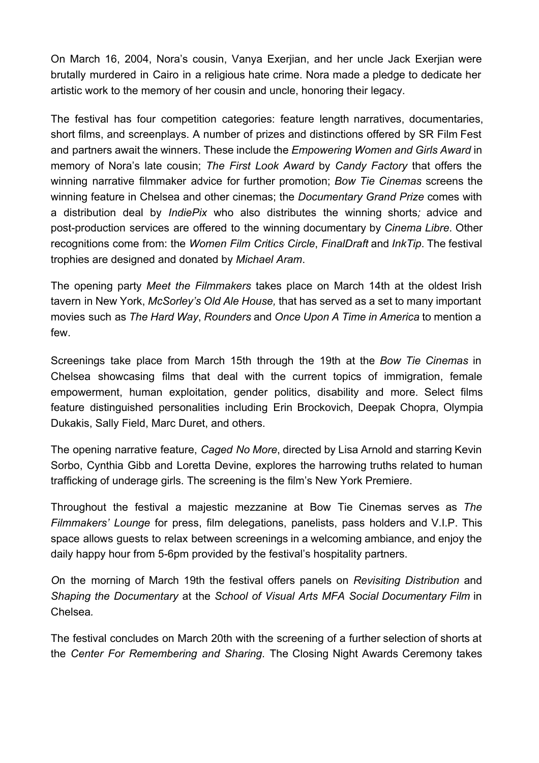On March 16, 2004, Nora's cousin, Vanya Exerjian, and her uncle Jack Exerjian were brutally murdered in Cairo in a religious hate crime. Nora made a pledge to dedicate her artistic work to the memory of her cousin and uncle, honoring their legacy.

The festival has four competition categories: feature length narratives, documentaries, short films, and screenplays. A number of prizes and distinctions offered by SR Film Fest and partners await the winners. These include the *Empowering Women and Girls Award* in memory of Nora's late cousin; *The First Look Award* by *Candy Factory* that offers the winning narrative filmmaker advice for further promotion; *Bow Tie Cinemas* screens the winning feature in Chelsea and other cinemas; the *Documentary Grand Prize* comes with a distribution deal by *IndiePix* who also distributes the winning shorts*;* advice and post-production services are offered to the winning documentary by *Cinema Libre*. Other recognitions come from: the *Women Film Critics Circle*, *FinalDraft* and *InkTip*. The festival trophies are designed and donated by *Michael Aram*.

The opening party *Meet the Filmmakers* takes place on March 14th at the oldest Irish tavern in New York, *McSorley's Old Ale House,* that has served as a set to many important movies such as *The Hard Way*, *Rounders* and *Once Upon A Time in America* to mention a few.

Screenings take place from March 15th through the 19th at the *Bow Tie Cinemas* in Chelsea showcasing films that deal with the current topics of immigration, female empowerment, human exploitation, gender politics, disability and more. Select films feature distinguished personalities including Erin Brockovich, Deepak Chopra, Olympia Dukakis, Sally Field, Marc Duret, and others.

The opening narrative feature, *Caged No More*, directed by Lisa Arnold and starring Kevin Sorbo, Cynthia Gibb and Loretta Devine, explores the harrowing truths related to human trafficking of underage girls. The screening is the film's New York Premiere.

Throughout the festival a majestic mezzanine at Bow Tie Cinemas serves as *The Filmmakers' Lounge* for press, film delegations, panelists, pass holders and V.I.P. This space allows guests to relax between screenings in a welcoming ambiance, and enjoy the daily happy hour from 5-6pm provided by the festival's hospitality partners.

On the morning of March 19th the festival offers panels on *Revisiting Distribution* and *Shaping the Documentary* at the *School of Visual Arts MFA Social Documentary Film* in Chelsea*.*

The festival concludes on March 20th with the screening of a further selection of shorts at the *Center For Remembering and Sharing*. The Closing Night Awards Ceremony takes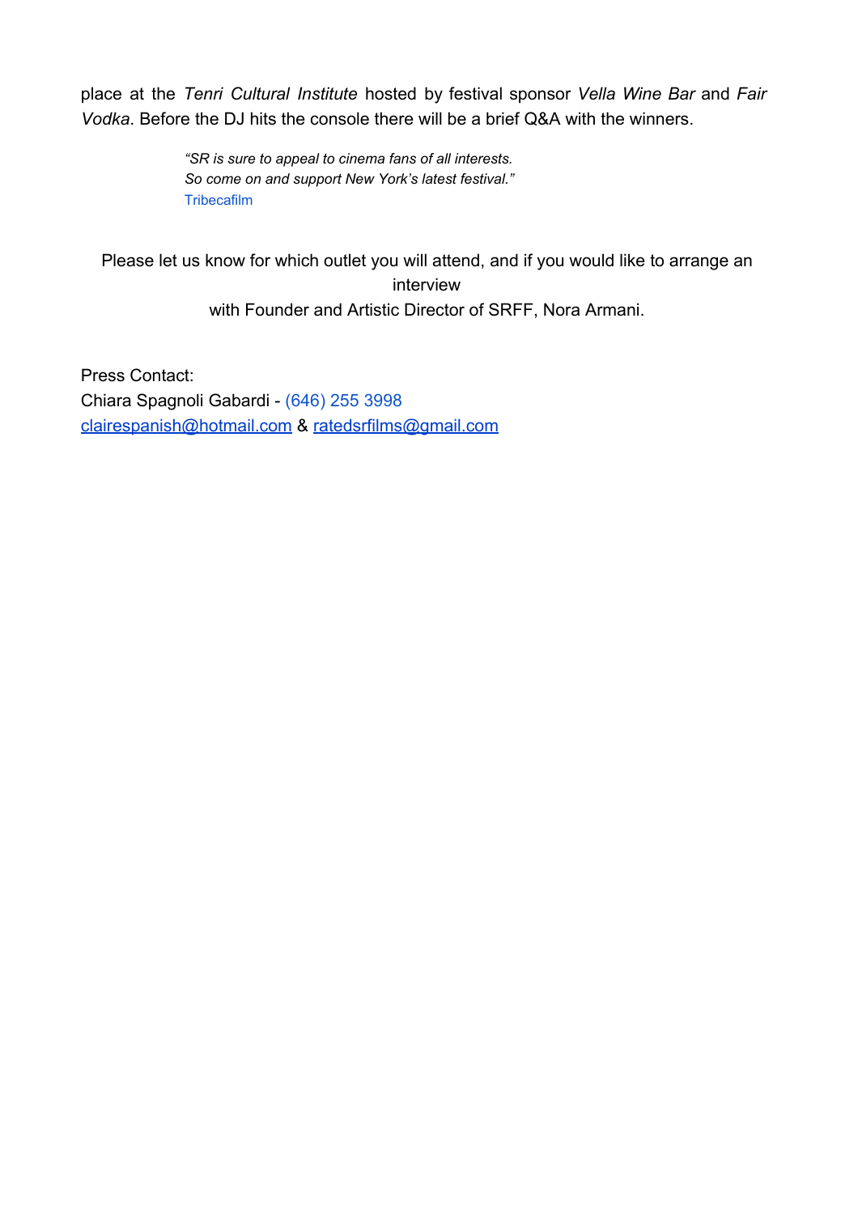place at the *Tenri Cultural Institute* hosted by festival sponsor *Vella Wine Bar* and *Fair Vodka*. Before the DJ hits the console there will be a brief Q&A with the winners.

> *"SR is sure to appeal to cinema fans of all interests.*
> *So come on and support New York's latest festival."*
> Tribecafilm

Please let us know for which outlet you will attend, and if you would like to arrange an interview
with Founder and Artistic Director of SRFF, Nora Armani.

Press Contact:
Chiara Spagnoli Gabardi - (646) 255 3998
clairespanish@hotmail.com & ratedsrfilms@gmail.com